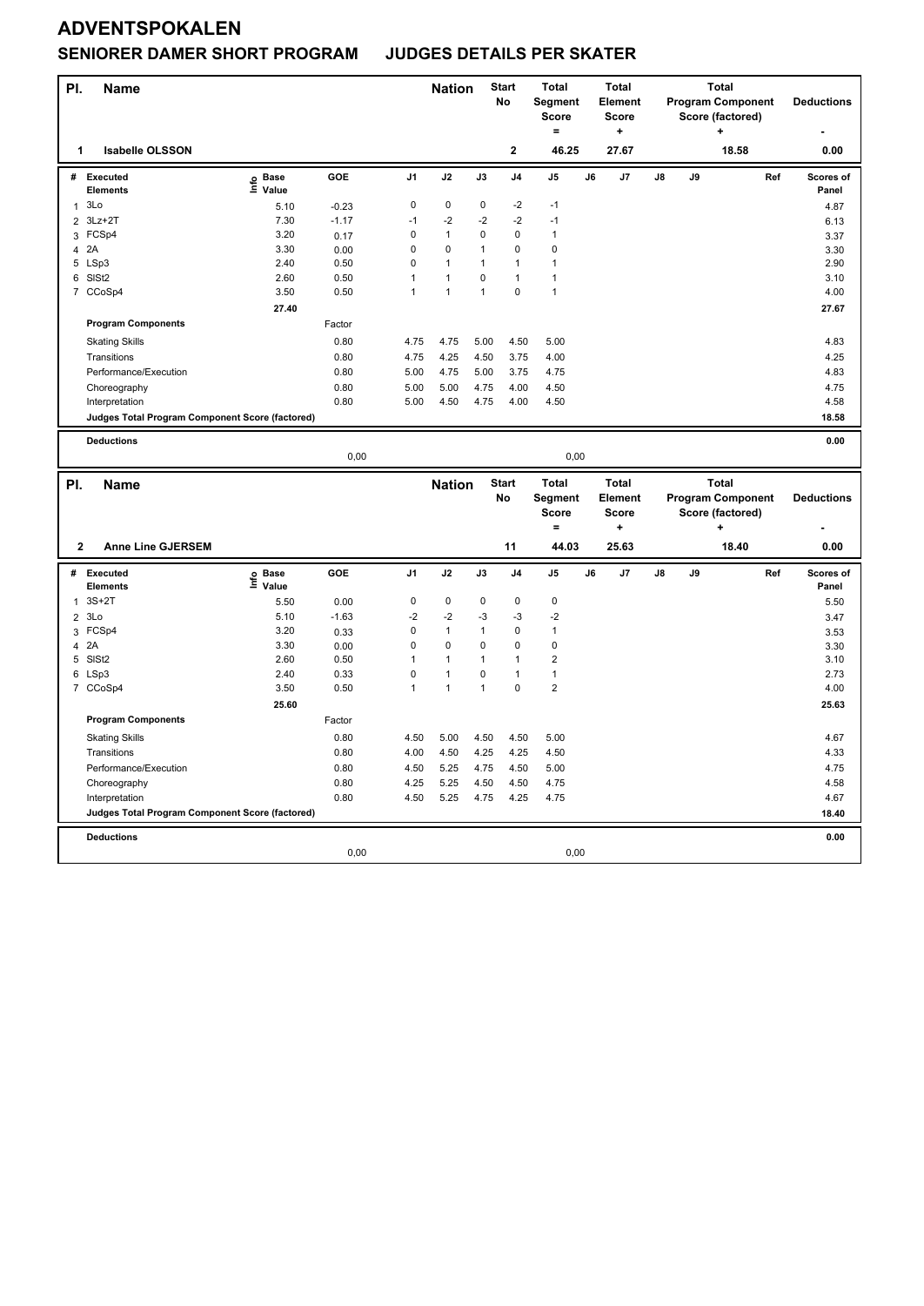# ADVENTSPOKALEN

## SENIORER DAMER SHORT PROGRAM    JUDGES DETAILS PER SKATER

| Pl. | Name | Nation | Start No | Total Segment Score = | Total Element Score + | Total Program Component Score (factored) + | Deductions - |
|---|---|---|---|---|---|---|---|
| 1 | Isabelle OLSSON | | 2 | 46.25 | 27.67 | 18.58 | 0.00 |

| # | Executed Elements | Info | Base Value | GOE | J1 | J2 | J3 | J4 | J5 | J6 | J7 | J8 | J9 | Ref | Scores of Panel |
|---|---|---|---|---|---|---|---|---|---|---|---|---|---|---|---|
| 1 | 3Lo | | 5.10 | -0.23 | 0 | 0 | 0 | -2 | -1 | | | | | | 4.87 |
| 2 | 3Lz+2T | | 7.30 | -1.17 | -1 | -2 | -2 | -2 | -1 | | | | | | 6.13 |
| 3 | FCSp4 | | 3.20 | 0.17 | 0 | 1 | 0 | 0 | 1 | | | | | | 3.37 |
| 4 | 2A | | 3.30 | 0.00 | 0 | 0 | 1 | 0 | 0 | | | | | | 3.30 |
| 5 | LSp3 | | 2.40 | 0.50 | 0 | 1 | 1 | 1 | 1 | | | | | | 2.90 |
| 6 | SlSt2 | | 2.60 | 0.50 | 1 | 1 | 0 | 1 | 1 | | | | | | 3.10 |
| 7 | CCoSp4 | | 3.50 | 0.50 | 1 | 1 | 1 | 0 | 1 | | | | | | 4.00 |
| | | | 27.40 | | | | | | | | | | | | 27.67 |
| | **Program Components** | | | Factor | | | | | | | | | | | |
| | Skating Skills | | | 0.80 | 4.75 | 4.75 | 5.00 | 4.50 | 5.00 | | | | | | 4.83 |
| | Transitions | | | 0.80 | 4.75 | 4.25 | 4.50 | 3.75 | 4.00 | | | | | | 4.25 |
| | Performance/Execution | | | 0.80 | 5.00 | 4.75 | 5.00 | 3.75 | 4.75 | | | | | | 4.83 |
| | Choreography | | | 0.80 | 5.00 | 5.00 | 4.75 | 4.00 | 4.50 | | | | | | 4.75 |
| | Interpretation | | | 0.80 | 5.00 | 4.50 | 4.75 | 4.00 | 4.50 | | | | | | 4.58 |
| | **Judges Total Program Component Score (factored)** | | | | | | | | | | | | | | 18.58 |
| | **Deductions** | | | | | | | | | | | | | | 0.00 |
| | | | | 0,00 | | | | | 0,00 | | | | | | |

| Pl. | Name | Nation | Start No | Total Segment Score = | Total Element Score + | Total Program Component Score (factored) + | Deductions - |
|---|---|---|---|---|---|---|---|
| 2 | Anne Line GJERSEM | | 11 | 44.03 | 25.63 | 18.40 | 0.00 |

| # | Executed Elements | Info | Base Value | GOE | J1 | J2 | J3 | J4 | J5 | J6 | J7 | J8 | J9 | Ref | Scores of Panel |
|---|---|---|---|---|---|---|---|---|---|---|---|---|---|---|---|
| 1 | 3S+2T | | 5.50 | 0.00 | 0 | 0 | 0 | 0 | 0 | | | | | | 5.50 |
| 2 | 3Lo | | 5.10 | -1.63 | -2 | -2 | -3 | -3 | -2 | | | | | | 3.47 |
| 3 | FCSp4 | | 3.20 | 0.33 | 0 | 1 | 1 | 0 | 1 | | | | | | 3.53 |
| 4 | 2A | | 3.30 | 0.00 | 0 | 0 | 0 | 0 | 0 | | | | | | 3.30 |
| 5 | SlSt2 | | 2.60 | 0.50 | 1 | 1 | 1 | 1 | 2 | | | | | | 3.10 |
| 6 | LSp3 | | 2.40 | 0.33 | 0 | 1 | 0 | 1 | 1 | | | | | | 2.73 |
| 7 | CCoSp4 | | 3.50 | 0.50 | 1 | 1 | 1 | 0 | 2 | | | | | | 4.00 |
| | | | 25.60 | | | | | | | | | | | | 25.63 |
| | **Program Components** | | | Factor | | | | | | | | | | | |
| | Skating Skills | | | 0.80 | 4.50 | 5.00 | 4.50 | 4.50 | 5.00 | | | | | | 4.67 |
| | Transitions | | | 0.80 | 4.00 | 4.50 | 4.25 | 4.25 | 4.50 | | | | | | 4.33 |
| | Performance/Execution | | | 0.80 | 4.50 | 5.25 | 4.75 | 4.50 | 5.00 | | | | | | 4.75 |
| | Choreography | | | 0.80 | 4.25 | 5.25 | 4.50 | 4.50 | 4.75 | | | | | | 4.58 |
| | Interpretation | | | 0.80 | 4.50 | 5.25 | 4.75 | 4.25 | 4.75 | | | | | | 4.67 |
| | **Judges Total Program Component Score (factored)** | | | | | | | | | | | | | | 18.40 |
| | **Deductions** | | | | | | | | | | | | | | 0.00 |
| | | | | 0,00 | | | | | 0,00 | | | | | | |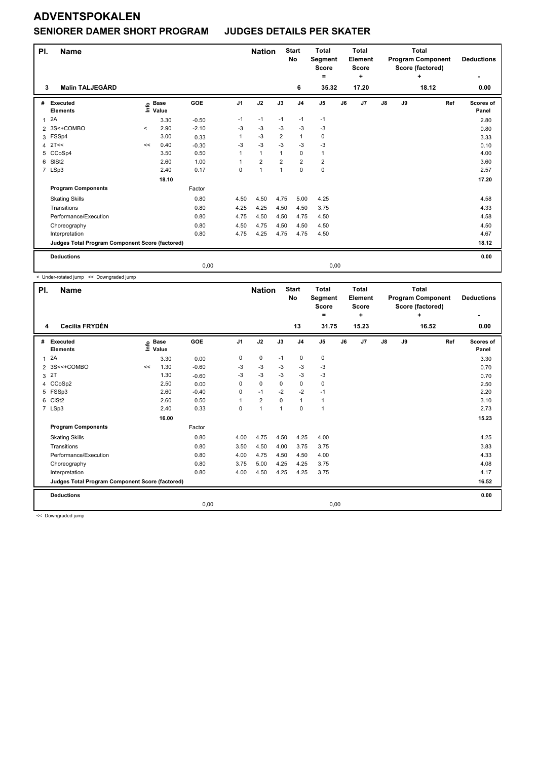# ADVENTSPOKALEN

## SENIORER DAMER SHORT PROGRAM JUDGES DETAILS PER SKATER

| Pl. | Name | Nation | Start No | Total Segment Score = | Total Element Score + | Total Program Component Score (factored) + | Deductions - |
|---|---|---|---|---|---|---|---|
| 3 | Malin TALJEGÅRD | | 6 | 35.32 | 17.20 | 18.12 | 0.00 |

| # | Executed Elements | Info | Base Value | GOE | J1 | J2 | J3 | J4 | J5 | J6 | J7 | J8 | J9 | Ref | Scores of Panel |
|---|---|---|---|---|---|---|---|---|---|---|---|---|---|---|---|
| 1 | 2A | | 3.30 | -0.50 | -1 | -1 | -1 | -1 | -1 | | | | | | 2.80 |
| 2 | 3S<+COMBO | < | 2.90 | -2.10 | -3 | -3 | -3 | -3 | -3 | | | | | | 0.80 |
| 3 | FSSp4 | | 3.00 | 0.33 | 1 | -3 | 2 | 1 | 0 | | | | | | 3.33 |
| 4 | 2T<< | << | 0.40 | -0.30 | -3 | -3 | -3 | -3 | -3 | | | | | | 0.10 |
| 5 | CCoSp4 | | 3.50 | 0.50 | 1 | 1 | 1 | 0 | 1 | | | | | | 4.00 |
| 6 | SlSt2 | | 2.60 | 1.00 | 1 | 2 | 2 | 2 | 2 | | | | | | 3.60 |
| 7 | LSp3 | | 2.40 | 0.17 | 0 | 1 | 1 | 0 | 0 | | | | | | 2.57 |
| | | | 18.10 | | | | | | | | | | | | 17.20 |
| | **Program Components** | | | Factor | | | | | | | | | | | |
| | Skating Skills | | | 0.80 | 4.50 | 4.50 | 4.75 | 5.00 | 4.25 | | | | | | 4.58 |
| | Transitions | | | 0.80 | 4.25 | 4.25 | 4.50 | 4.50 | 3.75 | | | | | | 4.33 |
| | Performance/Execution | | | 0.80 | 4.75 | 4.50 | 4.50 | 4.75 | 4.50 | | | | | | 4.58 |
| | Choreography | | | 0.80 | 4.50 | 4.75 | 4.50 | 4.50 | 4.50 | | | | | | 4.50 |
| | Interpretation | | | 0.80 | 4.75 | 4.25 | 4.75 | 4.75 | 4.50 | | | | | | 4.67 |
| | **Judges Total Program Component Score (factored)** | | | | | | | | | | | | | | 18.12 |
| | **Deductions** | | | | | | | | | | | | | | 0.00 |
| | | | | 0,00 | | | | | 0,00 | | | | | | |

< Under-rotated jump << Downgraded jump

| Pl. | Name | Nation | Start No | Total Segment Score = | Total Element Score + | Total Program Component Score (factored) + | Deductions - |
|---|---|---|---|---|---|---|---|
| 4 | Cecilia FRYDÉN | | 13 | 31.75 | 15.23 | 16.52 | 0.00 |

| # | Executed Elements | Info | Base Value | GOE | J1 | J2 | J3 | J4 | J5 | J6 | J7 | J8 | J9 | Ref | Scores of Panel |
|---|---|---|---|---|---|---|---|---|---|---|---|---|---|---|---|
| 1 | 2A | | 3.30 | 0.00 | 0 | 0 | -1 | 0 | 0 | | | | | | 3.30 |
| 2 | 3S<<+COMBO | << | 1.30 | -0.60 | -3 | -3 | -3 | -3 | -3 | | | | | | 0.70 |
| 3 | 2T | | 1.30 | -0.60 | -3 | -3 | -3 | -3 | -3 | | | | | | 0.70 |
| 4 | CCoSp2 | | 2.50 | 0.00 | 0 | 0 | 0 | 0 | 0 | | | | | | 2.50 |
| 5 | FSSp3 | | 2.60 | -0.40 | 0 | -1 | -2 | -2 | -1 | | | | | | 2.20 |
| 6 | CiSt2 | | 2.60 | 0.50 | 1 | 2 | 0 | 1 | 1 | | | | | | 3.10 |
| 7 | LSp3 | | 2.40 | 0.33 | 0 | 1 | 1 | 0 | 1 | | | | | | 2.73 |
| | | | 16.00 | | | | | | | | | | | | 15.23 |
| | **Program Components** | | | Factor | | | | | | | | | | | |
| | Skating Skills | | | 0.80 | 4.00 | 4.75 | 4.50 | 4.25 | 4.00 | | | | | | 4.25 |
| | Transitions | | | 0.80 | 3.50 | 4.50 | 4.00 | 3.75 | 3.75 | | | | | | 3.83 |
| | Performance/Execution | | | 0.80 | 4.00 | 4.75 | 4.50 | 4.50 | 4.00 | | | | | | 4.33 |
| | Choreography | | | 0.80 | 3.75 | 5.00 | 4.25 | 4.25 | 3.75 | | | | | | 4.08 |
| | Interpretation | | | 0.80 | 4.00 | 4.50 | 4.25 | 4.25 | 3.75 | | | | | | 4.17 |
| | **Judges Total Program Component Score (factored)** | | | | | | | | | | | | | | 16.52 |
| | **Deductions** | | | | | | | | | | | | | | 0.00 |
| | | | | 0,00 | | | | | 0,00 | | | | | | |

<< Downgraded jump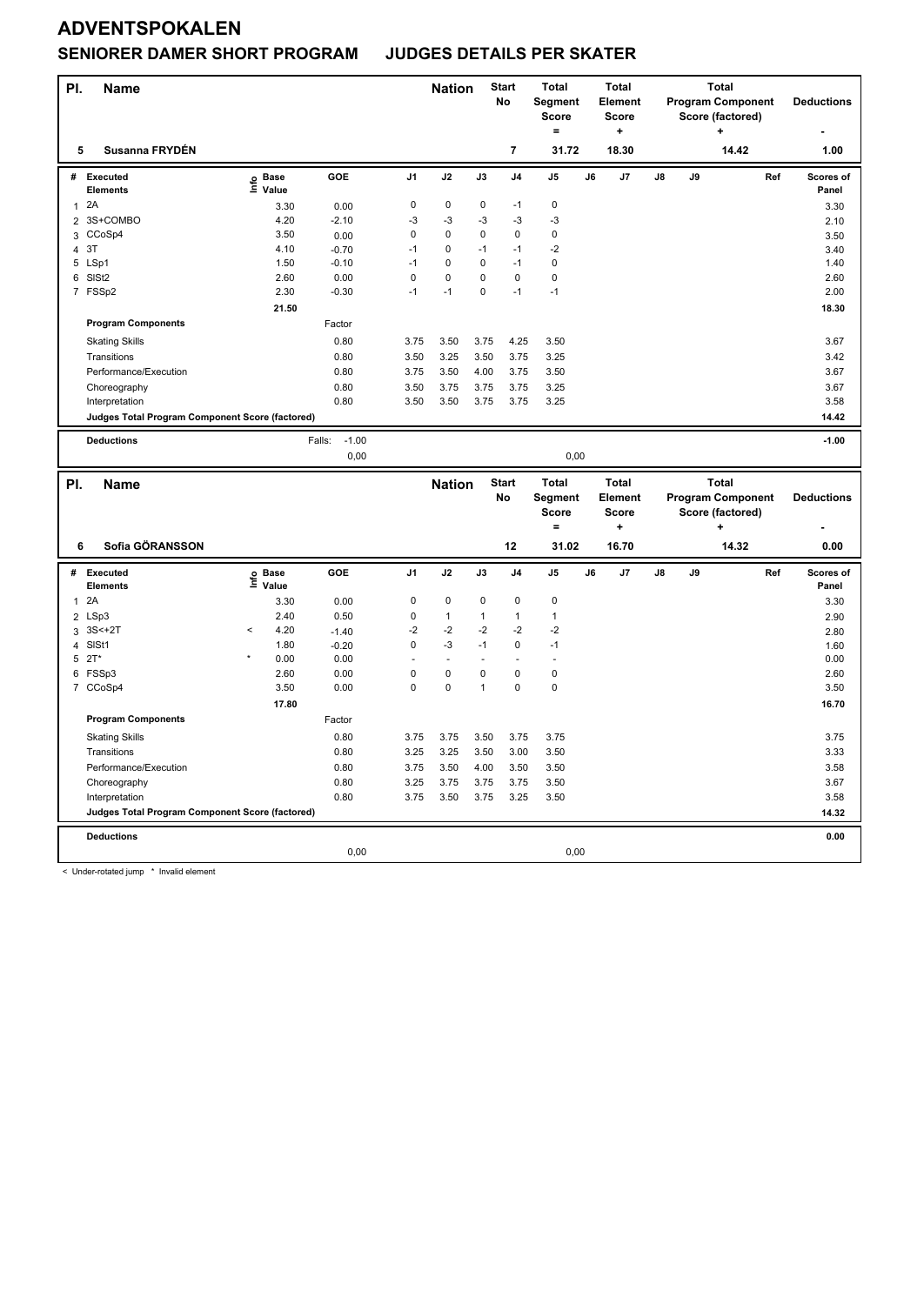# ADVENTSPOKALEN

## SENIORER DAMER SHORT PROGRAM JUDGES DETAILS PER SKATER

| Pl. | Name | Nation | Start No | Total Segment Score = | Total Element Score + | Total Program Component Score (factored) + | Deductions - |
|---|---|---|---|---|---|---|---|
| 5 | Susanna FRYDÉN | | 7 | 31.72 | 18.30 | 14.42 | 1.00 |

| # | Executed Elements | Info | Base Value | GOE | J1 | J2 | J3 | J4 | J5 | J6 | J7 | J8 | J9 | Ref | Scores of Panel |
|---|---|---|---|---|---|---|---|---|---|---|---|---|---|---|---|
| 1 | 2A | | 3.30 | 0.00 | 0 | 0 | 0 | -1 | 0 | | | | | | 3.30 |
| 2 | 3S+COMBO | | 4.20 | -2.10 | -3 | -3 | -3 | -3 | -3 | | | | | | 2.10 |
| 3 | CCoSp4 | | 3.50 | 0.00 | 0 | 0 | 0 | 0 | 0 | | | | | | 3.50 |
| 4 | 3T | | 4.10 | -0.70 | -1 | 0 | -1 | -1 | -2 | | | | | | 3.40 |
| 5 | LSp1 | | 1.50 | -0.10 | -1 | 0 | 0 | -1 | 0 | | | | | | 1.40 |
| 6 | SlSt2 | | 2.60 | 0.00 | 0 | 0 | 0 | 0 | 0 | | | | | | 2.60 |
| 7 | FSSp2 | | 2.30 | -0.30 | -1 | -1 | 0 | -1 | -1 | | | | | | 2.00 |
| | | | 21.50 | | | | | | | | | | | | 18.30 |
| | **Program Components** | | | Factor | | | | | | | | | | | |
| | Skating Skills | | | 0.80 | 3.75 | 3.50 | 3.75 | 4.25 | 3.50 | | | | | | 3.67 |
| | Transitions | | | 0.80 | 3.50 | 3.25 | 3.50 | 3.75 | 3.25 | | | | | | 3.42 |
| | Performance/Execution | | | 0.80 | 3.75 | 3.50 | 4.00 | 3.75 | 3.50 | | | | | | 3.67 |
| | Choreography | | | 0.80 | 3.50 | 3.75 | 3.75 | 3.75 | 3.25 | | | | | | 3.67 |
| | Interpretation | | | 0.80 | 3.50 | 3.50 | 3.75 | 3.75 | 3.25 | | | | | | 3.58 |
| | **Judges Total Program Component Score (factored)** | | | | | | | | | | | | | | 14.42 |
| | **Deductions** | | | Falls: -1.00 | | | | | | | | | | | -1.00 |
| | | | | 0,00 | | | | | 0,00 | | | | | | |

| Pl. | Name | Nation | Start No | Total Segment Score = | Total Element Score + | Total Program Component Score (factored) + | Deductions - |
|---|---|---|---|---|---|---|---|
| 6 | Sofia GÖRANSSON | | 12 | 31.02 | 16.70 | 14.32 | 0.00 |

| # | Executed Elements | Info | Base Value | GOE | J1 | J2 | J3 | J4 | J5 | J6 | J7 | J8 | J9 | Ref | Scores of Panel |
|---|---|---|---|---|---|---|---|---|---|---|---|---|---|---|---|
| 1 | 2A | | 3.30 | 0.00 | 0 | 0 | 0 | 0 | 0 | | | | | | 3.30 |
| 2 | LSp3 | | 2.40 | 0.50 | 0 | 1 | 1 | 1 | 1 | | | | | | 2.90 |
| 3 | 3S<+2T | < | 4.20 | -1.40 | -2 | -2 | -2 | -2 | -2 | | | | | | 2.80 |
| 4 | SlSt1 | | 1.80 | -0.20 | 0 | -3 | -1 | 0 | -1 | | | | | | 1.60 |
| 5 | 2T* | * | 0.00 | 0.00 | - | - | - | - | - | | | | | | 0.00 |
| 6 | FSSp3 | | 2.60 | 0.00 | 0 | 0 | 0 | 0 | 0 | | | | | | 2.60 |
| 7 | CCoSp4 | | 3.50 | 0.00 | 0 | 0 | 1 | 0 | 0 | | | | | | 3.50 |
| | | | 17.80 | | | | | | | | | | | | 16.70 |
| | **Program Components** | | | Factor | | | | | | | | | | | |
| | Skating Skills | | | 0.80 | 3.75 | 3.75 | 3.50 | 3.75 | 3.75 | | | | | | 3.75 |
| | Transitions | | | 0.80 | 3.25 | 3.25 | 3.50 | 3.00 | 3.50 | | | | | | 3.33 |
| | Performance/Execution | | | 0.80 | 3.75 | 3.50 | 4.00 | 3.50 | 3.50 | | | | | | 3.58 |
| | Choreography | | | 0.80 | 3.25 | 3.75 | 3.75 | 3.75 | 3.50 | | | | | | 3.67 |
| | Interpretation | | | 0.80 | 3.75 | 3.50 | 3.75 | 3.25 | 3.50 | | | | | | 3.58 |
| | **Judges Total Program Component Score (factored)** | | | | | | | | | | | | | | 14.32 |
| | **Deductions** | | | | | | | | | | | | | | 0.00 |
| | | | | 0,00 | | | | | 0,00 | | | | | | |

< Under-rotated jump * Invalid element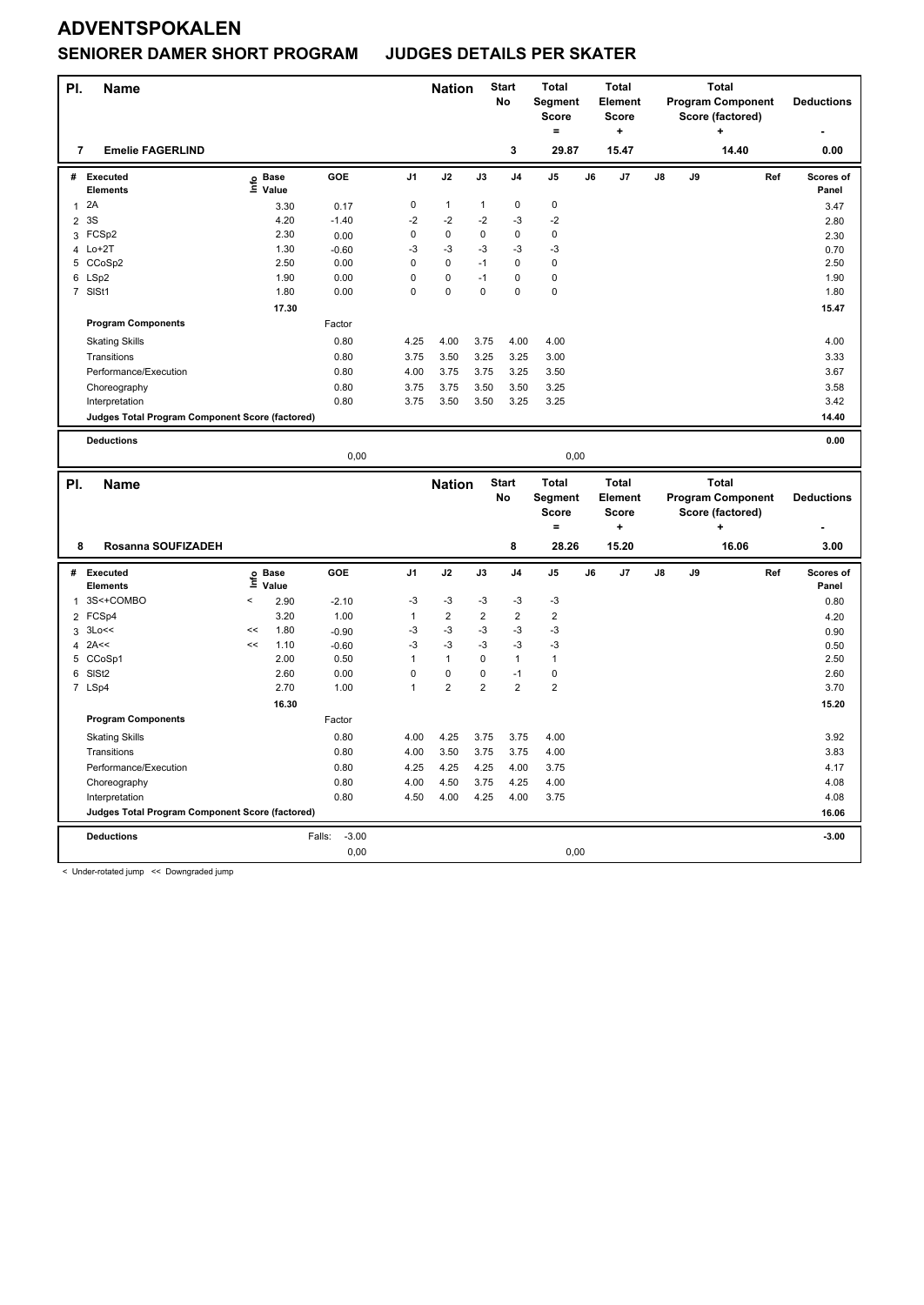# ADVENTSPOKALEN

## SENIORER DAMER SHORT PROGRAM JUDGES DETAILS PER SKATER

| Pl. | Name | Nation | Start No | Total Segment Score = | Total Element Score + | Total Program Component Score (factored) + | Deductions - |
|---|---|---|---|---|---|---|---|
| 7 | Emelie FAGERLIND | | 3 | 29.87 | 15.47 | 14.40 | 0.00 |

| # | Executed Elements | Info | Base Value | GOE | J1 | J2 | J3 | J4 | J5 | J6 | J7 | J8 | J9 | Ref | Scores of Panel |
|---|---|---|---|---|---|---|---|---|---|---|---|---|---|---|---|
| 1 | 2A | | 3.30 | 0.17 | 0 | 1 | 1 | 0 | 0 | | | | | | 3.47 |
| 2 | 3S | | 4.20 | -1.40 | -2 | -2 | -2 | -3 | -2 | | | | | | 2.80 |
| 3 | FCSp2 | | 2.30 | 0.00 | 0 | 0 | 0 | 0 | 0 | | | | | | 2.30 |
| 4 | Lo+2T | | 1.30 | -0.60 | -3 | -3 | -3 | -3 | -3 | | | | | | 0.70 |
| 5 | CCoSp2 | | 2.50 | 0.00 | 0 | 0 | -1 | 0 | 0 | | | | | | 2.50 |
| 6 | LSp2 | | 1.90 | 0.00 | 0 | 0 | -1 | 0 | 0 | | | | | | 1.90 |
| 7 | SlSt1 | | 1.80 | 0.00 | 0 | 0 | 0 | 0 | 0 | | | | | | 1.80 |
| | | | 17.30 | | | | | | | | | | | | 15.47 |
| | **Program Components** | | | Factor | | | | | | | | | | | |
| | Skating Skills | | | 0.80 | 4.25 | 4.00 | 3.75 | 4.00 | 4.00 | | | | | | 4.00 |
| | Transitions | | | 0.80 | 3.75 | 3.50 | 3.25 | 3.25 | 3.00 | | | | | | 3.33 |
| | Performance/Execution | | | 0.80 | 4.00 | 3.75 | 3.75 | 3.25 | 3.50 | | | | | | 3.67 |
| | Choreography | | | 0.80 | 3.75 | 3.75 | 3.50 | 3.50 | 3.25 | | | | | | 3.58 |
| | Interpretation | | | 0.80 | 3.75 | 3.50 | 3.50 | 3.25 | 3.25 | | | | | | 3.42 |
| | **Judges Total Program Component Score (factored)** | | | | | | | | | | | | | | 14.40 |
| | **Deductions** | | | | | | | | | | | | | | 0.00 |
| | | | | 0,00 | | | | | 0,00 | | | | | | |

| Pl. | Name | Nation | Start No | Total Segment Score = | Total Element Score + | Total Program Component Score (factored) + | Deductions - |
|---|---|---|---|---|---|---|---|
| 8 | Rosanna SOUFIZADEH | | 8 | 28.26 | 15.20 | 16.06 | 3.00 |

| # | Executed Elements | Info | Base Value | GOE | J1 | J2 | J3 | J4 | J5 | J6 | J7 | J8 | J9 | Ref | Scores of Panel |
|---|---|---|---|---|---|---|---|---|---|---|---|---|---|---|---|
| 1 | 3S<+COMBO | < | 2.90 | -2.10 | -3 | -3 | -3 | -3 | -3 | | | | | | 0.80 |
| 2 | FCSp4 | | 3.20 | 1.00 | 1 | 2 | 2 | 2 | 2 | | | | | | 4.20 |
| 3 | 3Lo<< | << | 1.80 | -0.90 | -3 | -3 | -3 | -3 | -3 | | | | | | 0.90 |
| 4 | 2A<< | << | 1.10 | -0.60 | -3 | -3 | -3 | -3 | -3 | | | | | | 0.50 |
| 5 | CCoSp1 | | 2.00 | 0.50 | 1 | 1 | 0 | 1 | 1 | | | | | | 2.50 |
| 6 | SlSt2 | | 2.60 | 0.00 | 0 | 0 | 0 | -1 | 0 | | | | | | 2.60 |
| 7 | LSp4 | | 2.70 | 1.00 | 1 | 2 | 2 | 2 | 2 | | | | | | 3.70 |
| | | | 16.30 | | | | | | | | | | | | 15.20 |
| | **Program Components** | | | Factor | | | | | | | | | | | |
| | Skating Skills | | | 0.80 | 4.00 | 4.25 | 3.75 | 3.75 | 4.00 | | | | | | 3.92 |
| | Transitions | | | 0.80 | 4.00 | 3.50 | 3.75 | 3.75 | 4.00 | | | | | | 3.83 |
| | Performance/Execution | | | 0.80 | 4.25 | 4.25 | 4.25 | 4.00 | 3.75 | | | | | | 4.17 |
| | Choreography | | | 0.80 | 4.00 | 4.50 | 3.75 | 4.25 | 4.00 | | | | | | 4.08 |
| | Interpretation | | | 0.80 | 4.50 | 4.00 | 4.25 | 4.00 | 3.75 | | | | | | 4.08 |
| | **Judges Total Program Component Score (factored)** | | | | | | | | | | | | | | 16.06 |
| | **Deductions** | | | Falls: -3.00 | | | | | | | | | | | -3.00 |
| | | | | 0,00 | | | | | 0,00 | | | | | | |

< Under-rotated jump << Downgraded jump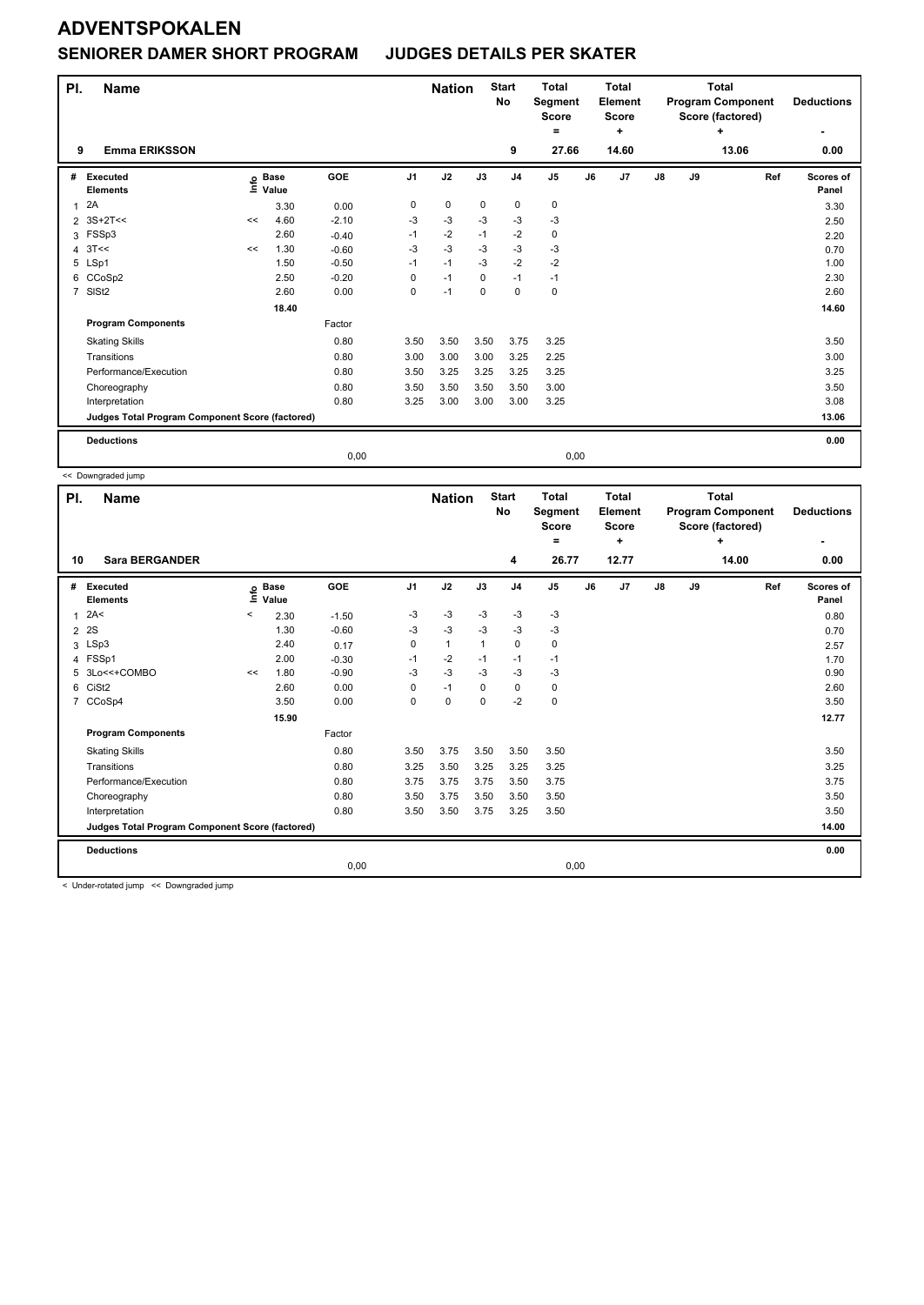# ADVENTSPOKALEN

## SENIORER DAMER SHORT PROGRAM JUDGES DETAILS PER SKATER

| Pl. | Name | Nation | Start No | Total Segment Score = | Total Element Score + | Total Program Component Score (factored) + | Deductions - |
|---|---|---|---|---|---|---|---|
| 9 | Emma ERIKSSON | | 9 | 27.66 | 14.60 | 13.06 | 0.00 |

| # | Executed Elements | Info | Base Value | GOE | J1 | J2 | J3 | J4 | J5 | J6 | J7 | J8 | J9 | Ref | Scores of Panel |
|---|---|---|---|---|---|---|---|---|---|---|---|---|---|---|---|
| 1 | 2A | | 3.30 | 0.00 | 0 | 0 | 0 | 0 | 0 | | | | | | 3.30 |
| 2 | 3S+2T<< | << | 4.60 | -2.10 | -3 | -3 | -3 | -3 | -3 | | | | | | 2.50 |
| 3 | FSSp3 | | 2.60 | -0.40 | -1 | -2 | -1 | -2 | 0 | | | | | | 2.20 |
| 4 | 3T<< | << | 1.30 | -0.60 | -3 | -3 | -3 | -3 | -3 | | | | | | 0.70 |
| 5 | LSp1 | | 1.50 | -0.50 | -1 | -1 | -3 | -2 | -2 | | | | | | 1.00 |
| 6 | CCoSp2 | | 2.50 | -0.20 | 0 | -1 | 0 | -1 | -1 | | | | | | 2.30 |
| 7 | SlSt2 | | 2.60 | 0.00 | 0 | -1 | 0 | 0 | 0 | | | | | | 2.60 |
| | | | 18.40 | | | | | | | | | | | | 14.60 |
| | **Program Components** | | | Factor | | | | | | | | | | | |
| | Skating Skills | | | 0.80 | 3.50 | 3.50 | 3.50 | 3.75 | 3.25 | | | | | | 3.50 |
| | Transitions | | | 0.80 | 3.00 | 3.00 | 3.00 | 3.25 | 2.25 | | | | | | 3.00 |
| | Performance/Execution | | | 0.80 | 3.50 | 3.25 | 3.25 | 3.25 | 3.25 | | | | | | 3.25 |
| | Choreography | | | 0.80 | 3.50 | 3.50 | 3.50 | 3.50 | 3.00 | | | | | | 3.50 |
| | Interpretation | | | 0.80 | 3.25 | 3.00 | 3.00 | 3.00 | 3.25 | | | | | | 3.08 |
| | **Judges Total Program Component Score (factored)** | | | | | | | | | | | | | | 13.06 |
| | **Deductions** | | | | | | | | | | | | | | 0.00 |
| | | | | 0,00 | | | | | 0,00 | | | | | | |

<< Downgraded jump

| Pl. | Name | Nation | Start No | Total Segment Score = | Total Element Score + | Total Program Component Score (factored) + | Deductions - |
|---|---|---|---|---|---|---|---|
| 10 | Sara BERGANDER | | 4 | 26.77 | 12.77 | 14.00 | 0.00 |

| # | Executed Elements | Info | Base Value | GOE | J1 | J2 | J3 | J4 | J5 | J6 | J7 | J8 | J9 | Ref | Scores of Panel |
|---|---|---|---|---|---|---|---|---|---|---|---|---|---|---|---|
| 1 | 2A< | < | 2.30 | -1.50 | -3 | -3 | -3 | -3 | -3 | | | | | | 0.80 |
| 2 | 2S | | 1.30 | -0.60 | -3 | -3 | -3 | -3 | -3 | | | | | | 0.70 |
| 3 | LSp3 | | 2.40 | 0.17 | 0 | 1 | 1 | 0 | 0 | | | | | | 2.57 |
| 4 | FSSp1 | | 2.00 | -0.30 | -1 | -2 | -1 | -1 | -1 | | | | | | 1.70 |
| 5 | 3Lo<<+COMBO | << | 1.80 | -0.90 | -3 | -3 | -3 | -3 | -3 | | | | | | 0.90 |
| 6 | CiSt2 | | 2.60 | 0.00 | 0 | -1 | 0 | 0 | 0 | | | | | | 2.60 |
| 7 | CCoSp4 | | 3.50 | 0.00 | 0 | 0 | 0 | -2 | 0 | | | | | | 3.50 |
| | | | 15.90 | | | | | | | | | | | | 12.77 |
| | **Program Components** | | | Factor | | | | | | | | | | | |
| | Skating Skills | | | 0.80 | 3.50 | 3.75 | 3.50 | 3.50 | 3.50 | | | | | | 3.50 |
| | Transitions | | | 0.80 | 3.25 | 3.50 | 3.25 | 3.25 | 3.25 | | | | | | 3.25 |
| | Performance/Execution | | | 0.80 | 3.75 | 3.75 | 3.75 | 3.50 | 3.75 | | | | | | 3.75 |
| | Choreography | | | 0.80 | 3.50 | 3.75 | 3.50 | 3.50 | 3.50 | | | | | | 3.50 |
| | Interpretation | | | 0.80 | 3.50 | 3.50 | 3.75 | 3.25 | 3.50 | | | | | | 3.50 |
| | **Judges Total Program Component Score (factored)** | | | | | | | | | | | | | | 14.00 |
| | **Deductions** | | | | | | | | | | | | | | 0.00 |
| | | | | 0,00 | | | | | 0,00 | | | | | | |

< Under-rotated jump << Downgraded jump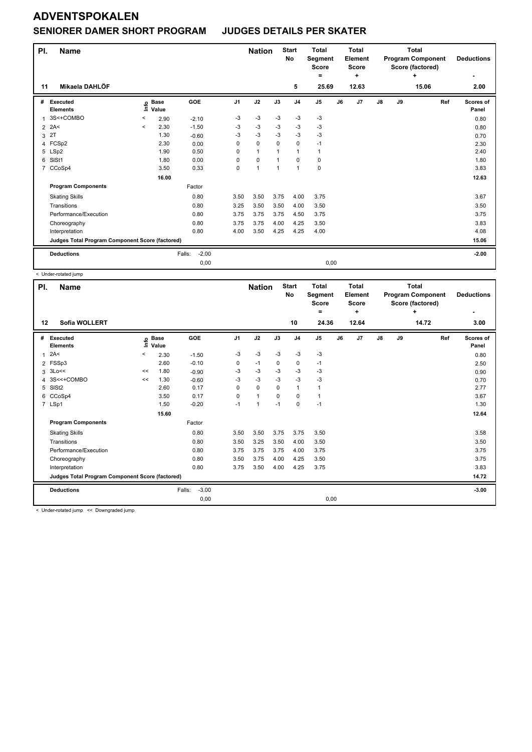# ADVENTSPOKALEN

## SENIORER DAMER SHORT PROGRAM JUDGES DETAILS PER SKATER

| Pl. | Name | Nation | Start No | Total Segment Score = | Total Element Score + | Total Program Component Score (factored) + | Deductions - |
|---|---|---|---|---|---|---|---|
| 11 | Mikaela DAHLÖF | | 5 | 25.69 | 12.63 | 15.06 | 2.00 |

| # | Executed Elements | Info | Base Value | GOE | J1 | J2 | J3 | J4 | J5 | J6 | J7 | J8 | J9 | Ref | Scores of Panel |
|---|---|---|---|---|---|---|---|---|---|---|---|---|---|---|---|
| 1 | 3S<+COMBO | < | 2.90 | -2.10 | -3 | -3 | -3 | -3 | -3 | | | | | | 0.80 |
| 2 | 2A< | < | 2.30 | -1.50 | -3 | -3 | -3 | -3 | -3 | | | | | | 0.80 |
| 3 | 2T | | 1.30 | -0.60 | -3 | -3 | -3 | -3 | -3 | | | | | | 0.70 |
| 4 | FCSp2 | | 2.30 | 0.00 | 0 | 0 | 0 | 0 | -1 | | | | | | 2.30 |
| 5 | LSp2 | | 1.90 | 0.50 | 0 | 1 | 1 | 1 | 1 | | | | | | 2.40 |
| 6 | SlSt1 | | 1.80 | 0.00 | 0 | 0 | 1 | 0 | 0 | | | | | | 1.80 |
| 7 | CCoSp4 | | 3.50 | 0.33 | 0 | 1 | 1 | 1 | 0 | | | | | | 3.83 |
| | | | 16.00 | | | | | | | | | | | | 12.63 |
| | **Program Components** | | | Factor | | | | | | | | | | | |
| | Skating Skills | | | 0.80 | 3.50 | 3.50 | 3.75 | 4.00 | 3.75 | | | | | | 3.67 |
| | Transitions | | | 0.80 | 3.25 | 3.50 | 3.50 | 4.00 | 3.50 | | | | | | 3.50 |
| | Performance/Execution | | | 0.80 | 3.75 | 3.75 | 3.75 | 4.50 | 3.75 | | | | | | 3.75 |
| | Choreography | | | 0.80 | 3.75 | 3.75 | 4.00 | 4.25 | 3.50 | | | | | | 3.83 |
| | Interpretation | | | 0.80 | 4.00 | 3.50 | 4.25 | 4.25 | 4.00 | | | | | | 4.08 |
| | **Judges Total Program Component Score (factored)** | | | | | | | | | | | | | | 15.06 |
| | **Deductions** | | Falls: | -2.00 | | | | | | | | | | | -2.00 |
| | | | | 0,00 | | | | | 0,00 | | | | | | |

< Under-rotated jump

| Pl. | Name | Nation | Start No | Total Segment Score = | Total Element Score + | Total Program Component Score (factored) + | Deductions - |
|---|---|---|---|---|---|---|---|
| 12 | Sofia WOLLERT | | 10 | 24.36 | 12.64 | 14.72 | 3.00 |

| # | Executed Elements | Info | Base Value | GOE | J1 | J2 | J3 | J4 | J5 | J6 | J7 | J8 | J9 | Ref | Scores of Panel |
|---|---|---|---|---|---|---|---|---|---|---|---|---|---|---|---|
| 1 | 2A< | < | 2.30 | -1.50 | -3 | -3 | -3 | -3 | -3 | | | | | | 0.80 |
| 2 | FSSp3 | | 2.60 | -0.10 | 0 | -1 | 0 | 0 | -1 | | | | | | 2.50 |
| 3 | 3Lo<< | << | 1.80 | -0.90 | -3 | -3 | -3 | -3 | -3 | | | | | | 0.90 |
| 4 | 3S<<+COMBO | << | 1.30 | -0.60 | -3 | -3 | -3 | -3 | -3 | | | | | | 0.70 |
| 5 | SlSt2 | | 2.60 | 0.17 | 0 | 0 | 0 | 1 | 1 | | | | | | 2.77 |
| 6 | CCoSp4 | | 3.50 | 0.17 | 0 | 1 | 0 | 0 | 1 | | | | | | 3.67 |
| 7 | LSp1 | | 1.50 | -0.20 | -1 | 1 | -1 | 0 | -1 | | | | | | 1.30 |
| | | | 15.60 | | | | | | | | | | | | 12.64 |
| | **Program Components** | | | Factor | | | | | | | | | | | |
| | Skating Skills | | | 0.80 | 3.50 | 3.50 | 3.75 | 3.75 | 3.50 | | | | | | 3.58 |
| | Transitions | | | 0.80 | 3.50 | 3.25 | 3.50 | 4.00 | 3.50 | | | | | | 3.50 |
| | Performance/Execution | | | 0.80 | 3.75 | 3.75 | 3.75 | 4.00 | 3.75 | | | | | | 3.75 |
| | Choreography | | | 0.80 | 3.50 | 3.75 | 4.00 | 4.25 | 3.50 | | | | | | 3.75 |
| | Interpretation | | | 0.80 | 3.75 | 3.50 | 4.00 | 4.25 | 3.75 | | | | | | 3.83 |
| | **Judges Total Program Component Score (factored)** | | | | | | | | | | | | | | 14.72 |
| | **Deductions** | | Falls: | -3.00 | | | | | | | | | | | -3.00 |
| | | | | 0,00 | | | | | 0,00 | | | | | | |

< Under-rotated jump << Downgraded jump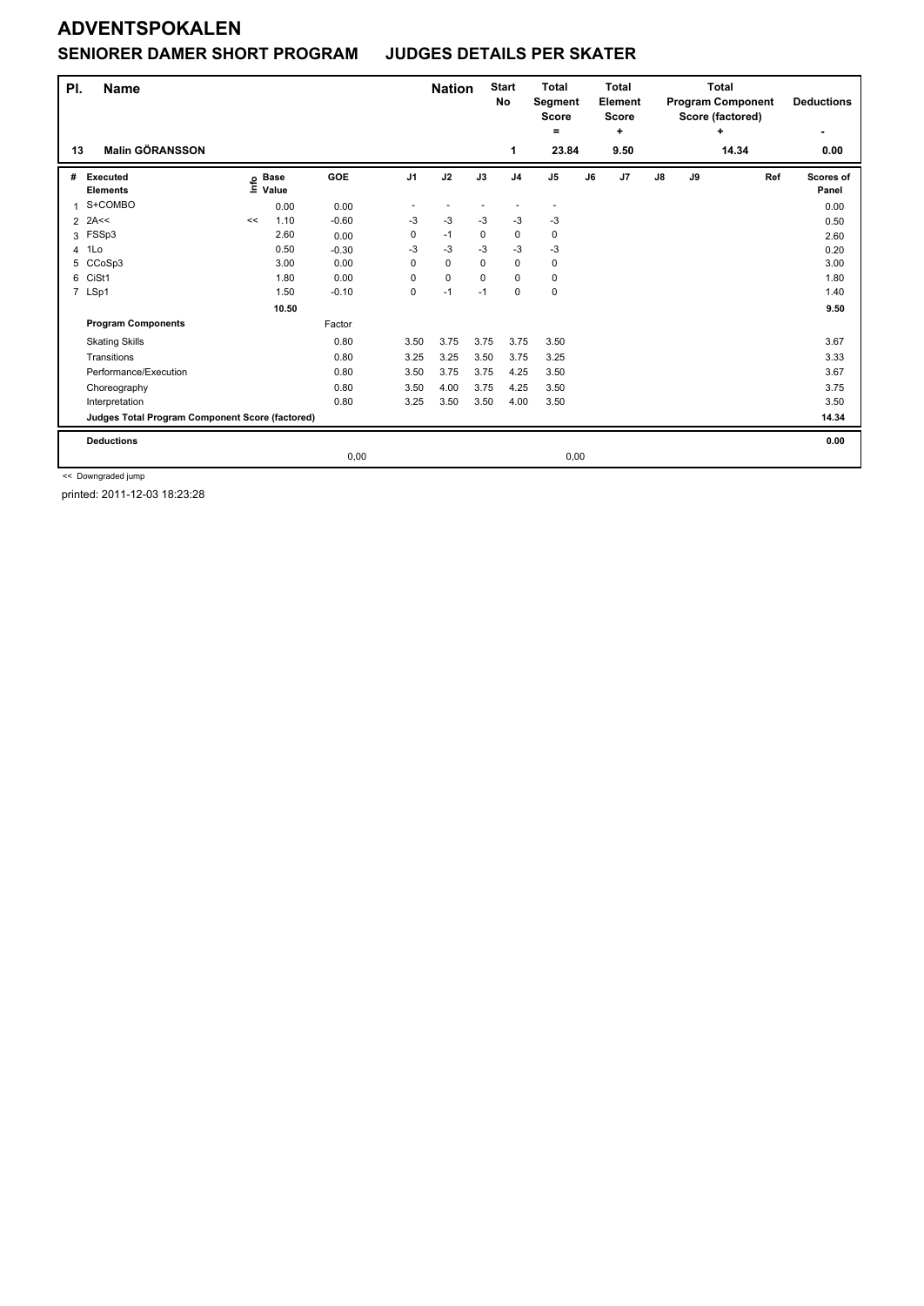# ADVENTSPOKALEN

## SENIORER DAMER SHORT PROGRAM JUDGES DETAILS PER SKATER

| Pl. | Name | Nation | Start No | Total Segment Score = | Total Element Score + | Total Program Component Score (factored) + | Deductions - |
|---|---|---|---|---|---|---|---|
| 13 | Malin GÖRANSSON | | 1 | 23.84 | 9.50 | 14.34 | 0.00 |

| # | Executed Elements | Info | Base Value | GOE | J1 | J2 | J3 | J4 | J5 | J6 | J7 | J8 | J9 | Ref | Scores of Panel |
|---|---|---|---|---|---|---|---|---|---|---|---|---|---|---|---|
| 1 | S+COMBO | | 0.00 | 0.00 | - | - | - | - | - | | | | | | 0.00 |
| 2 | 2A<< | << | 1.10 | -0.60 | -3 | -3 | -3 | -3 | -3 | | | | | | 0.50 |
| 3 | FSSp3 | | 2.60 | 0.00 | 0 | -1 | 0 | 0 | 0 | | | | | | 2.60 |
| 4 | 1Lo | | 0.50 | -0.30 | -3 | -3 | -3 | -3 | -3 | | | | | | 0.20 |
| 5 | CCoSp3 | | 3.00 | 0.00 | 0 | 0 | 0 | 0 | 0 | | | | | | 3.00 |
| 6 | CiSt1 | | 1.80 | 0.00 | 0 | 0 | 0 | 0 | 0 | | | | | | 1.80 |
| 7 | LSp1 | | 1.50 | -0.10 | 0 | -1 | -1 | 0 | 0 | | | | | | 1.40 |
| | | | 10.50 | | | | | | | | | | | | 9.50 |
| | **Program Components** | | | Factor | | | | | | | | | | | |
| | Skating Skills | | | 0.80 | 3.50 | 3.75 | 3.75 | 3.75 | 3.50 | | | | | | 3.67 |
| | Transitions | | | 0.80 | 3.25 | 3.25 | 3.50 | 3.75 | 3.25 | | | | | | 3.33 |
| | Performance/Execution | | | 0.80 | 3.50 | 3.75 | 3.75 | 4.25 | 3.50 | | | | | | 3.67 |
| | Choreography | | | 0.80 | 3.50 | 4.00 | 3.75 | 4.25 | 3.50 | | | | | | 3.75 |
| | Interpretation | | | 0.80 | 3.25 | 3.50 | 3.50 | 4.00 | 3.50 | | | | | | 3.50 |
| | **Judges Total Program Component Score (factored)** | | | | | | | | | | | | | | 14.34 |
| | **Deductions** | | | | | | | | | | | | | | 0.00 |
| | | | | 0,00 | | | | | 0,00 | | | | | | |

<< Downgraded jump

printed: 2011-12-03 18:23:28